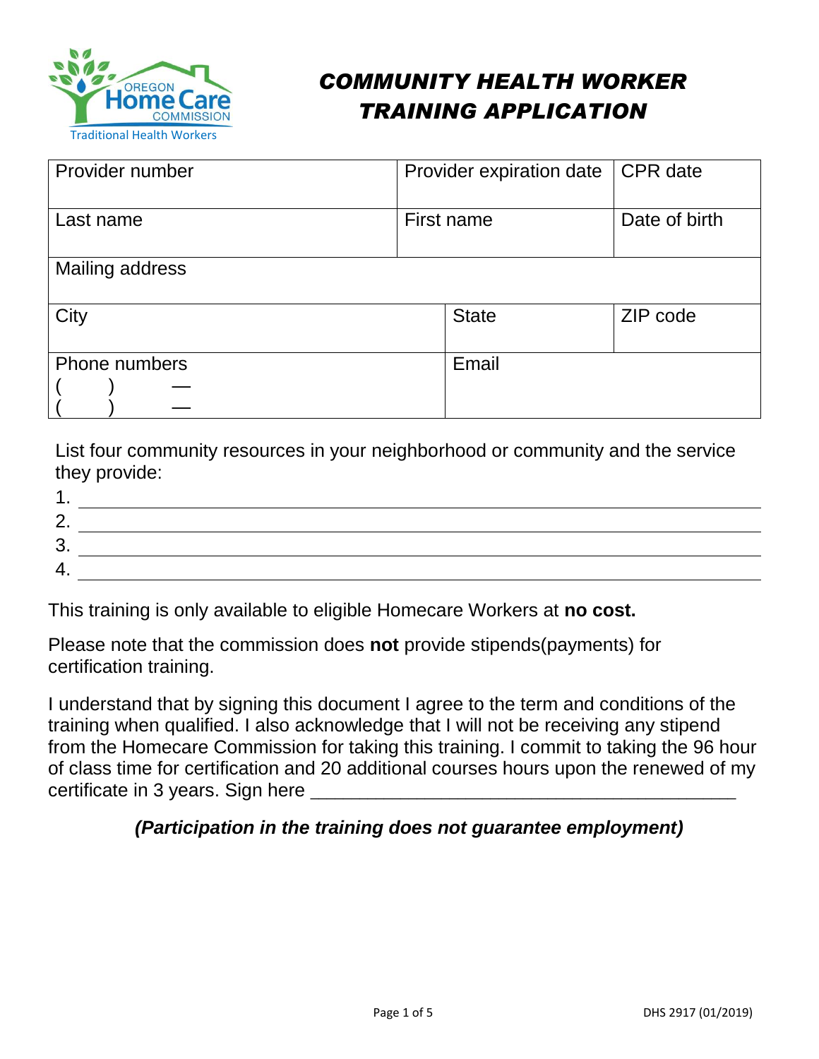OREGON Home Care COMMISSION
Traditional Health Workers

# COMMUNITY HEALTH WORKER TRAINING APPLICATION

| Provider number | Provider expiration date | CPR date |
|---|---|---|
| Last name | First name | Date of birth |
| Mailing address | | |
| City | State | ZIP code |
| Phone numbers<br>(     )     —<br>(     )     — | Email | |

List four community resources in your neighborhood or community and the service they provide:

1. \_\_\_\_\_\_\_\_\_\_\_\_\_\_\_\_\_\_\_\_\_\_\_\_\_\_\_\_\_\_\_\_\_\_\_\_\_\_\_\_
2. \_\_\_\_\_\_\_\_\_\_\_\_\_\_\_\_\_\_\_\_\_\_\_\_\_\_\_\_\_\_\_\_\_\_\_\_\_\_\_\_
3. \_\_\_\_\_\_\_\_\_\_\_\_\_\_\_\_\_\_\_\_\_\_\_\_\_\_\_\_\_\_\_\_\_\_\_\_\_\_\_\_
4. \_\_\_\_\_\_\_\_\_\_\_\_\_\_\_\_\_\_\_\_\_\_\_\_\_\_\_\_\_\_\_\_\_\_\_\_\_\_\_\_

This training is only available to eligible Homecare Workers at **no cost.**

Please note that the commission does **not** provide stipends(payments) for certification training.

I understand that by signing this document I agree to the term and conditions of the training when qualified. I also acknowledge that I will not be receiving any stipend from the Homecare Commission for taking this training. I commit to taking the 96 hour of class time for certification and 20 additional courses hours upon the renewed of my certificate in 3 years. Sign here \_\_\_\_\_\_\_\_\_\_\_\_\_\_\_\_\_\_\_\_\_\_\_\_\_\_\_\_\_\_\_\_\_\_\_\_\_\_\_\_

***(Participation in the training does not guarantee employment)***

DHS 2917 (01/2019)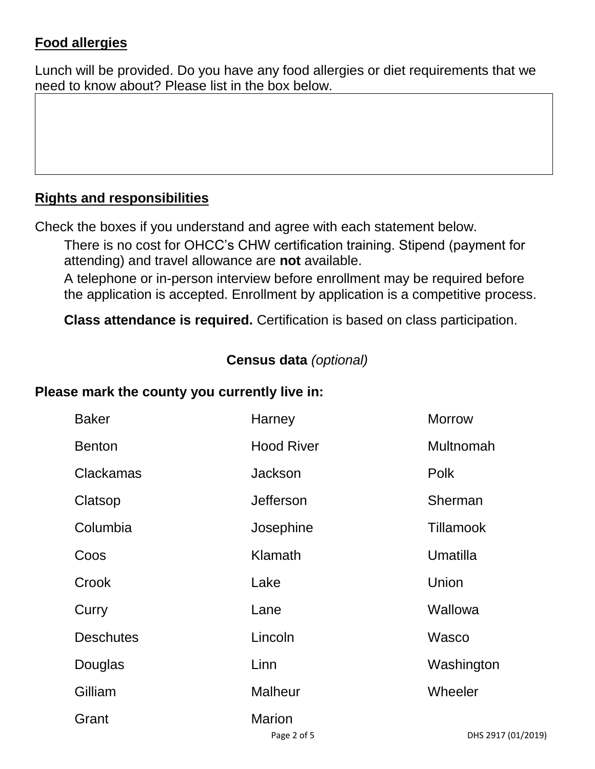## Food allergies

Lunch will be provided. Do you have any food allergies or diet requirements that we need to know about? Please list in the box below.

## Rights and responsibilities

Check the boxes if you understand and agree with each statement below.

- There is no cost for OHCC's CHW certification training. Stipend (payment for attending) and travel allowance are **not** available.
- A telephone or in-person interview before enrollment may be required before the application is accepted. Enrollment by application is a competitive process.
- **Class attendance is required.** Certification is based on class participation.

### Census data *(optional)*

**Please mark the county you currently live in:**

| | | |
|---|---|---|
| Baker | Harney | Morrow |
| Benton | Hood River | Multnomah |
| Clackamas | Jackson | Polk |
| Clatsop | Jefferson | Sherman |
| Columbia | Josephine | Tillamook |
| Coos | Klamath | Umatilla |
| Crook | Lake | Union |
| Curry | Lane | Wallowa |
| Deschutes | Lincoln | Wasco |
| Douglas | Linn | Washington |
| Gilliam | Malheur | Wheeler |
| Grant | Marion | |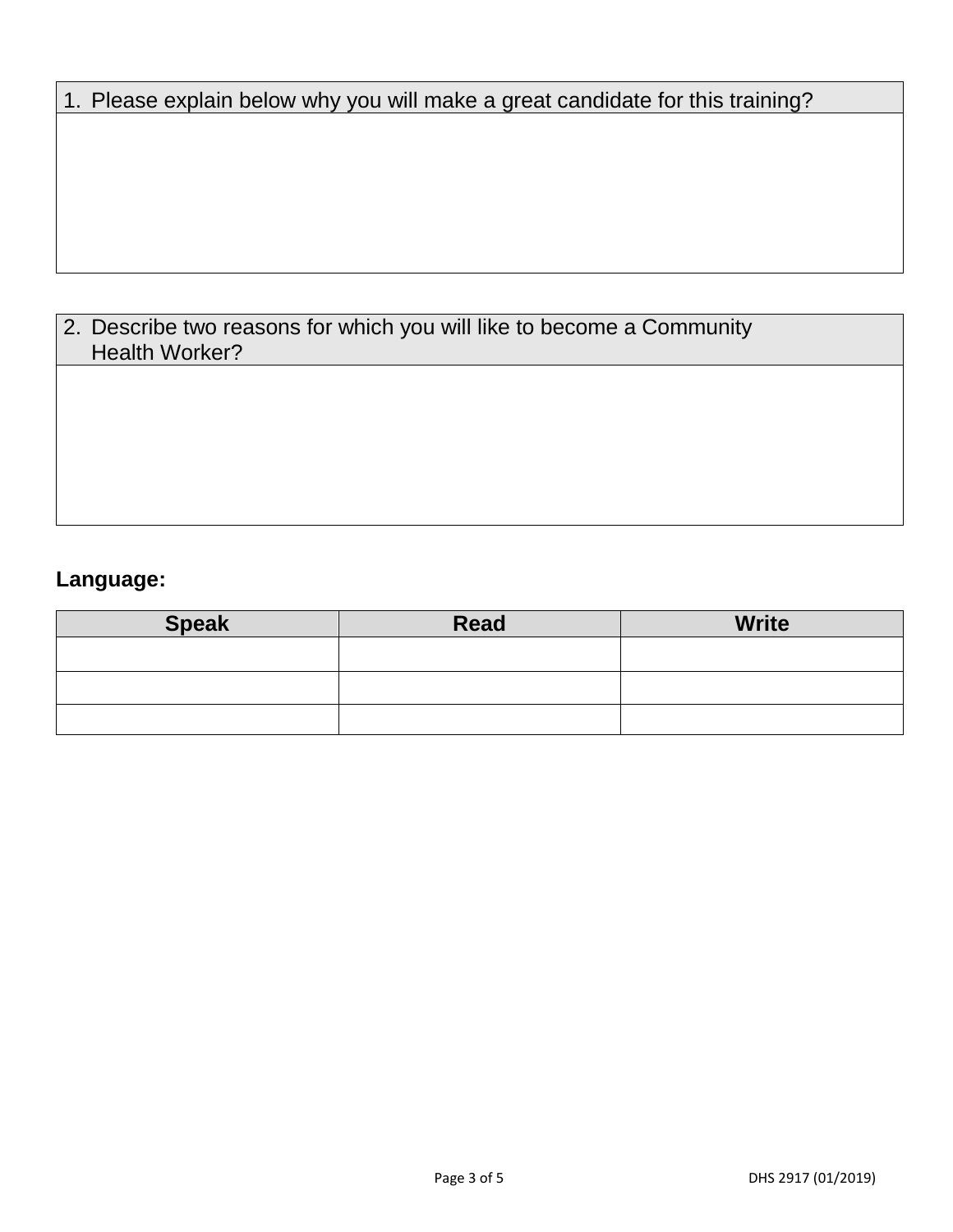1. Please explain below why you will make a great candidate for this training?

2. Describe two reasons for which you will like to become a Community Health Worker?

**Language:**

| Speak | Read | Write |
|---|---|---|
| | | |
| | | |
| | | |

DHS 2917 (01/2019)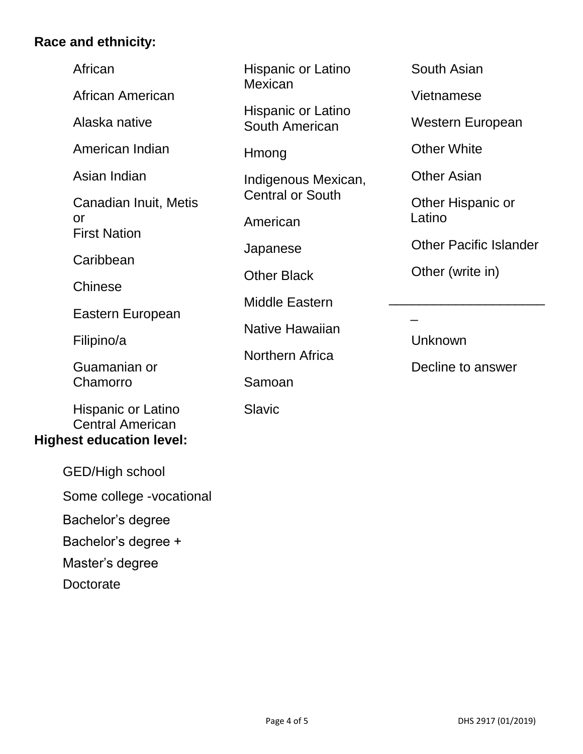**Race and ethnicity:**

- African
- African American
- Alaska native
- American Indian
- Asian Indian
- Canadian Inuit, Metis or First Nation
- Caribbean
- Chinese
- Eastern European
- Filipino/a
- Guamanian or Chamorro
- Hispanic or Latino Central American
- Hispanic or Latino Mexican
- Hispanic or Latino South American
- Hmong
- Indigenous Mexican, Central or South American
- Japanese
- Other Black
- Middle Eastern
- Native Hawaiian
- Northern Africa
- Samoan
- Slavic
- South Asian
- Vietnamese
- Western European
- Other White
- Other Asian
- Other Hispanic or Latino
- Other Pacific Islander
- Other (write in) ______________________
- Unknown
- Decline to answer

**Highest education level:**

- GED/High school
- Some college -vocational
- Bachelor’s degree
- Bachelor’s degree +
- Master’s degree
- Doctorate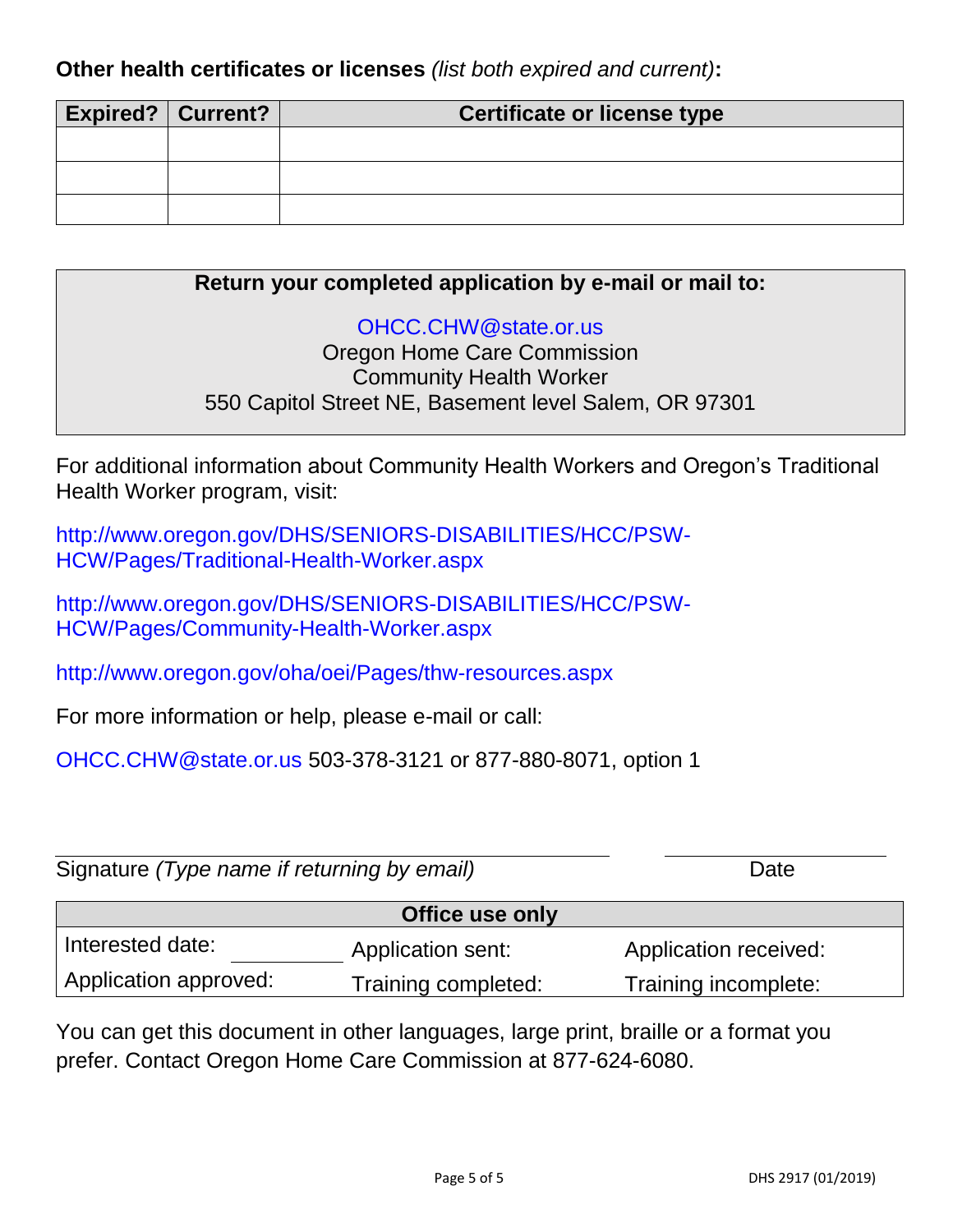**Other health certificates or licenses** *(list both expired and current)***:**

| Expired? | Current? | Certificate or license type |
| --- | --- | --- |
| | | |
| | | |
| | | |

**Return your completed application by e-mail or mail to:**

OHCC.CHW@state.or.us
Oregon Home Care Commission
Community Health Worker
550 Capitol Street NE, Basement level Salem, OR 97301

For additional information about Community Health Workers and Oregon's Traditional Health Worker program, visit:

http://www.oregon.gov/DHS/SENIORS-DISABILITIES/HCC/PSW-HCW/Pages/Traditional-Health-Worker.aspx

http://www.oregon.gov/DHS/SENIORS-DISABILITIES/HCC/PSW-HCW/Pages/Community-Health-Worker.aspx

http://www.oregon.gov/oha/oei/Pages/thw-resources.aspx

For more information or help, please e-mail or call:

OHCC.CHW@state.or.us 503-378-3121 or 877-880-8071, option 1

Signature *(Type name if returning by email)* ____________________ Date ____________

| Office use only | | |
| --- | --- | --- |
| Interested date: ________ | Application sent: | Application received: |
| Application approved: | Training completed: | Training incomplete: |

You can get this document in other languages, large print, braille or a format you prefer. Contact Oregon Home Care Commission at 877-624-6080.

DHS 2917 (01/2019)